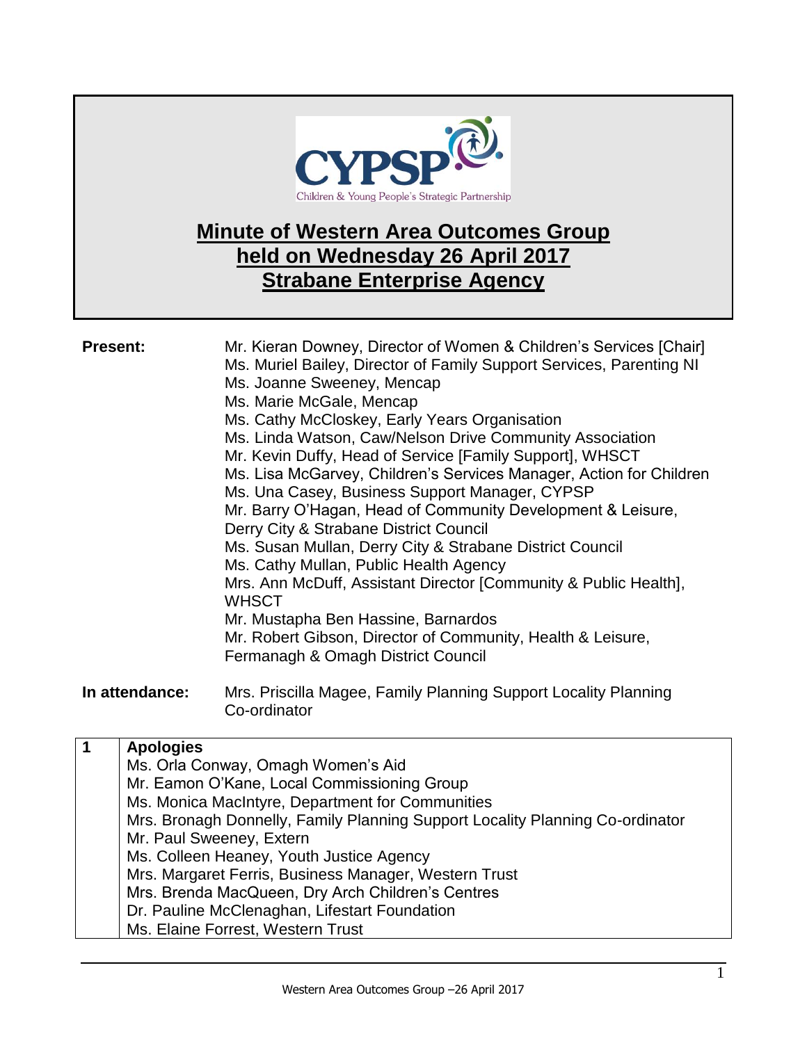# Minute of Western Area Outcomes Group held on Wednesday 26 April 2017 Strabane Enterprise Agency

**Present:**

Mr. Kieran Downey, Director of Women & Children's Services [Chair]
Ms. Muriel Bailey, Director of Family Support Services, Parenting NI
Ms. Joanne Sweeney, Mencap
Ms. Marie McGale, Mencap
Ms. Cathy McCloskey, Early Years Organisation
Ms. Linda Watson, Caw/Nelson Drive Community Association
Mr. Kevin Duffy, Head of Service [Family Support], WHSCT
Ms. Lisa McGarvey, Children's Services Manager, Action for Children
Ms. Una Casey, Business Support Manager, CYPSP
Mr. Barry O'Hagan, Head of Community Development & Leisure, Derry City & Strabane District Council
Ms. Susan Mullan, Derry City & Strabane District Council
Ms. Cathy Mullan, Public Health Agency
Mrs. Ann McDuff, Assistant Director [Community & Public Health], WHSCT
Mr. Mustapha Ben Hassine, Barnardos
Mr. Robert Gibson, Director of Community, Health & Leisure, Fermanagh & Omagh District Council

**In attendance:**

Mrs. Priscilla Magee, Family Planning Support Locality Planning Co-ordinator

| 1 | **Apologies** |
|---|---|
| | Ms. Orla Conway, Omagh Women's Aid<br>Mr. Eamon O'Kane, Local Commissioning Group<br>Ms. Monica MacIntyre, Department for Communities<br>Mrs. Bronagh Donnelly, Family Planning Support Locality Planning Co-ordinator<br>Mr. Paul Sweeney, Extern<br>Ms. Colleen Heaney, Youth Justice Agency<br>Mrs. Margaret Ferris, Business Manager, Western Trust<br>Mrs. Brenda MacQueen, Dry Arch Children's Centres<br>Dr. Pauline McClenaghan, Lifestart Foundation<br>Ms. Elaine Forrest, Western Trust |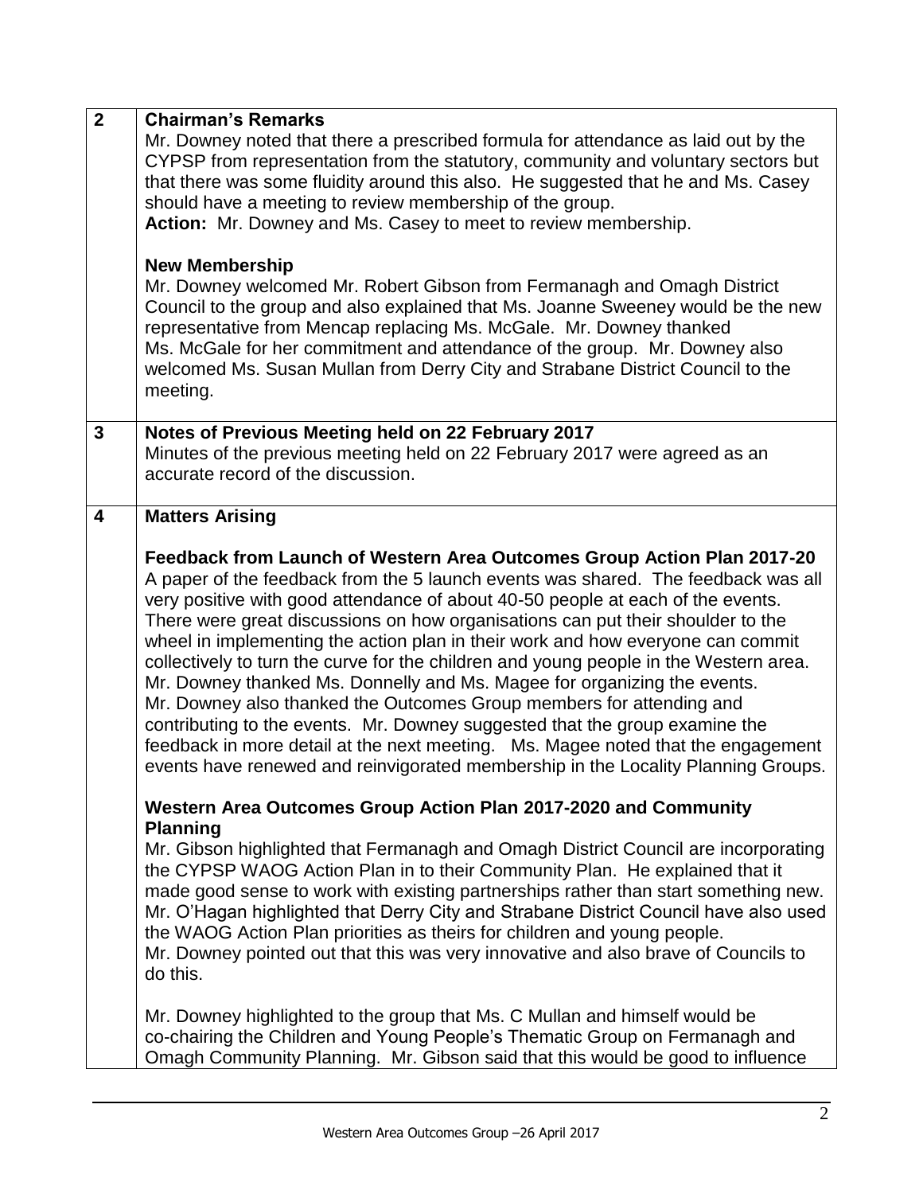| | |
|---|---|
| **2** | **Chairman's Remarks**<br>Mr. Downey noted that there a prescribed formula for attendance as laid out by the CYPSP from representation from the statutory, community and voluntary sectors but that there was some fluidity around this also. He suggested that he and Ms. Casey should have a meeting to review membership of the group.<br>**Action:** Mr. Downey and Ms. Casey to meet to review membership.<br><br>**New Membership**<br>Mr. Downey welcomed Mr. Robert Gibson from Fermanagh and Omagh District Council to the group and also explained that Ms. Joanne Sweeney would be the new representative from Mencap replacing Ms. McGale. Mr. Downey thanked Ms. McGale for her commitment and attendance of the group. Mr. Downey also welcomed Ms. Susan Mullan from Derry City and Strabane District Council to the meeting. |
| **3** | **Notes of Previous Meeting held on 22 February 2017**<br>Minutes of the previous meeting held on 22 February 2017 were agreed as an accurate record of the discussion. |
| **4** | **Matters Arising**<br><br>**Feedback from Launch of Western Area Outcomes Group Action Plan 2017-20**<br>A paper of the feedback from the 5 launch events was shared. The feedback was all very positive with good attendance of about 40-50 people at each of the events. There were great discussions on how organisations can put their shoulder to the wheel in implementing the action plan in their work and how everyone can commit collectively to turn the curve for the children and young people in the Western area. Mr. Downey thanked Ms. Donnelly and Ms. Magee for organizing the events. Mr. Downey also thanked the Outcomes Group members for attending and contributing to the events. Mr. Downey suggested that the group examine the feedback in more detail at the next meeting. Ms. Magee noted that the engagement events have renewed and reinvigorated membership in the Locality Planning Groups.<br><br>**Western Area Outcomes Group Action Plan 2017-2020 and Community Planning**<br>Mr. Gibson highlighted that Fermanagh and Omagh District Council are incorporating the CYPSP WAOG Action Plan in to their Community Plan. He explained that it made good sense to work with existing partnerships rather than start something new. Mr. O'Hagan highlighted that Derry City and Strabane District Council have also used the WAOG Action Plan priorities as theirs for children and young people. Mr. Downey pointed out that this was very innovative and also brave of Councils to do this.<br><br>Mr. Downey highlighted to the group that Ms. C Mullan and himself would be co-chairing the Children and Young People's Thematic Group on Fermanagh and Omagh Community Planning. Mr. Gibson said that this would be good to influence |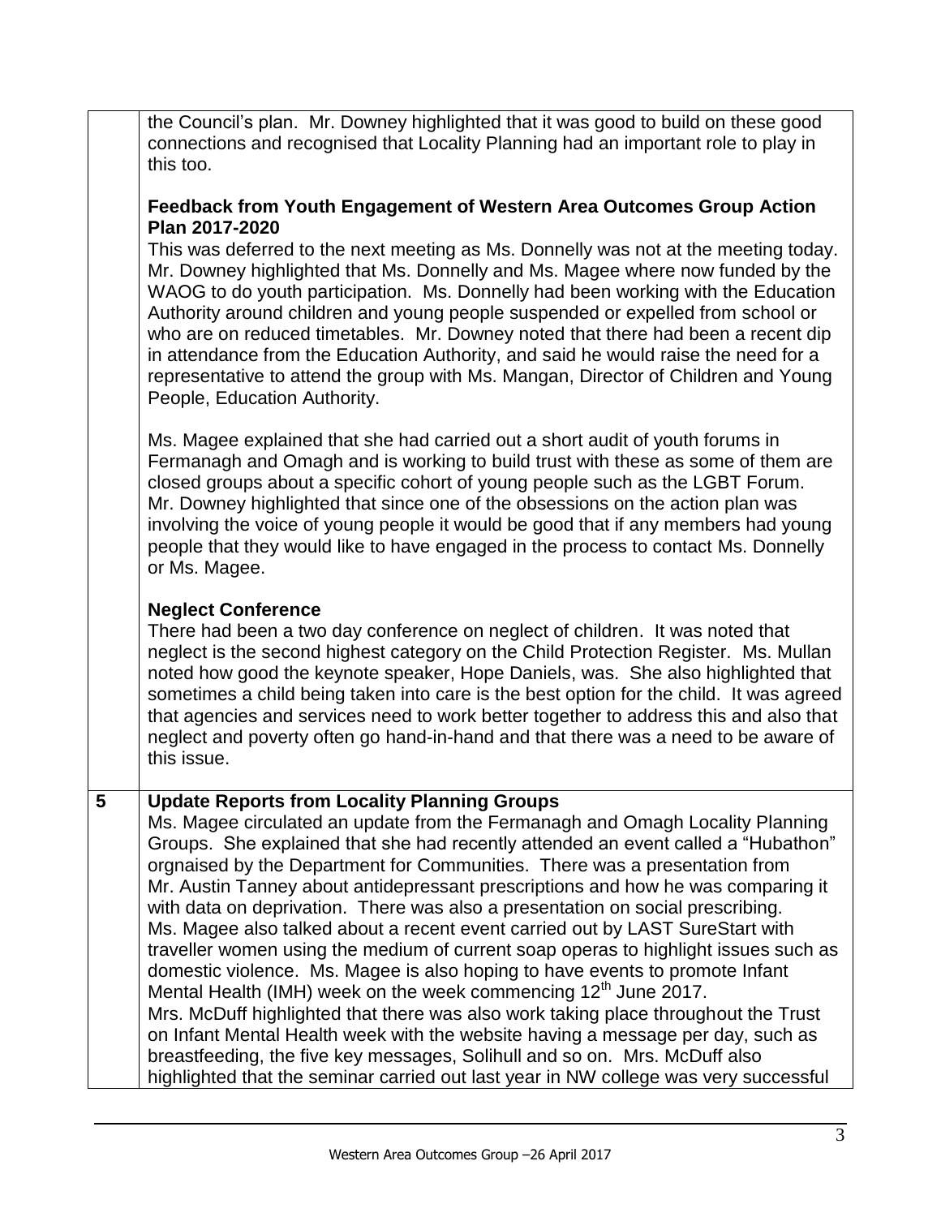| | |
|---|---|
| | the Council's plan. Mr. Downey highlighted that it was good to build on these good connections and recognised that Locality Planning had an important role to play in this too.<br><br>**Feedback from Youth Engagement of Western Area Outcomes Group Action Plan 2017-2020**<br>This was deferred to the next meeting as Ms. Donnelly was not at the meeting today. Mr. Downey highlighted that Ms. Donnelly and Ms. Magee where now funded by the WAOG to do youth participation. Ms. Donnelly had been working with the Education Authority around children and young people suspended or expelled from school or who are on reduced timetables. Mr. Downey noted that there had been a recent dip in attendance from the Education Authority, and said he would raise the need for a representative to attend the group with Ms. Mangan, Director of Children and Young People, Education Authority.<br><br>Ms. Magee explained that she had carried out a short audit of youth forums in Fermanagh and Omagh and is working to build trust with these as some of them are closed groups about a specific cohort of young people such as the LGBT Forum. Mr. Downey highlighted that since one of the obsessions on the action plan was involving the voice of young people it would be good that if any members had young people that they would like to have engaged in the process to contact Ms. Donnelly or Ms. Magee.<br><br>**Neglect Conference**<br>There had been a two day conference on neglect of children. It was noted that neglect is the second highest category on the Child Protection Register. Ms. Mullan noted how good the keynote speaker, Hope Daniels, was. She also highlighted that sometimes a child being taken into care is the best option for the child. It was agreed that agencies and services need to work better together to address this and also that neglect and poverty often go hand-in-hand and that there was a need to be aware of this issue. |
| **5** | **Update Reports from Locality Planning Groups**<br>Ms. Magee circulated an update from the Fermanagh and Omagh Locality Planning Groups. She explained that she had recently attended an event called a "Hubathon" orgnaised by the Department for Communities. There was a presentation from Mr. Austin Tanney about antidepressant prescriptions and how he was comparing it with data on deprivation. There was also a presentation on social prescribing. Ms. Magee also talked about a recent event carried out by LAST SureStart with traveller women using the medium of current soap operas to highlight issues such as domestic violence. Ms. Magee is also hoping to have events to promote Infant Mental Health (IMH) week on the week commencing 12th June 2017.<br>Mrs. McDuff highlighted that there was also work taking place throughout the Trust on Infant Mental Health week with the website having a message per day, such as breastfeeding, the five key messages, Solihull and so on. Mrs. McDuff also highlighted that the seminar carried out last year in NW college was very successful |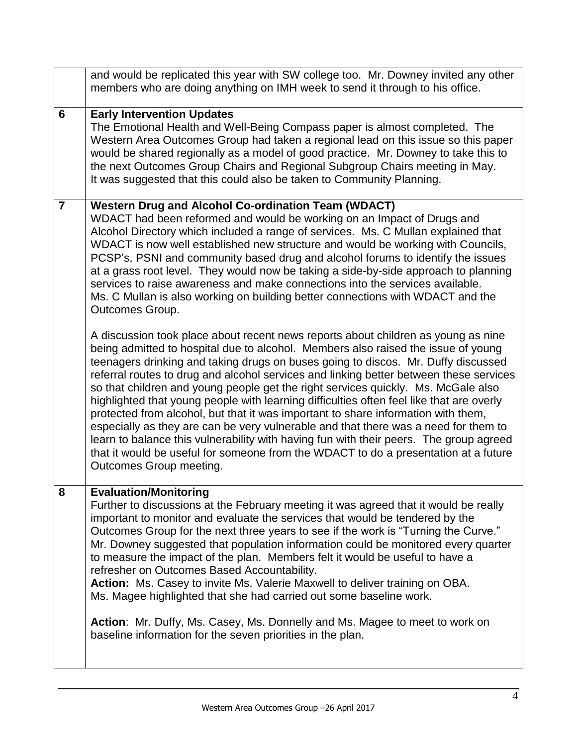|  |  |
|---|---|
|  | and would be replicated this year with SW college too. Mr. Downey invited any other members who are doing anything on IMH week to send it through to his office. |
| **6** | **Early Intervention Updates**<br>The Emotional Health and Well-Being Compass paper is almost completed. The Western Area Outcomes Group had taken a regional lead on this issue so this paper would be shared regionally as a model of good practice. Mr. Downey to take this to the next Outcomes Group Chairs and Regional Subgroup Chairs meeting in May.<br>It was suggested that this could also be taken to Community Planning. |
| **7** | **Western Drug and Alcohol Co-ordination Team (WDACT)**<br>WDACT had been reformed and would be working on an Impact of Drugs and Alcohol Directory which included a range of services. Ms. C Mullan explained that WDACT is now well established new structure and would be working with Councils, PCSP's, PSNI and community based drug and alcohol forums to identify the issues at a grass root level. They would now be taking a side-by-side approach to planning services to raise awareness and make connections into the services available.<br>Ms. C Mullan is also working on building better connections with WDACT and the Outcomes Group.<br><br>A discussion took place about recent news reports about children as young as nine being admitted to hospital due to alcohol. Members also raised the issue of young teenagers drinking and taking drugs on buses going to discos. Mr. Duffy discussed referral routes to drug and alcohol services and linking better between these services so that children and young people get the right services quickly. Ms. McGale also highlighted that young people with learning difficulties often feel like that are overly protected from alcohol, but that it was important to share information with them, especially as they are can be very vulnerable and that there was a need for them to learn to balance this vulnerability with having fun with their peers. The group agreed that it would be useful for someone from the WDACT to do a presentation at a future Outcomes Group meeting. |
| **8** | **Evaluation/Monitoring**<br>Further to discussions at the February meeting it was agreed that it would be really important to monitor and evaluate the services that would be tendered by the Outcomes Group for the next three years to see if the work is "Turning the Curve." Mr. Downey suggested that population information could be monitored every quarter to measure the impact of the plan. Members felt it would be useful to have a refresher on Outcomes Based Accountability.<br>**Action:** Ms. Casey to invite Ms. Valerie Maxwell to deliver training on OBA.<br>Ms. Magee highlighted that she had carried out some baseline work.<br><br>**Action**: Mr. Duffy, Ms. Casey, Ms. Donnelly and Ms. Magee to meet to work on baseline information for the seven priorities in the plan. |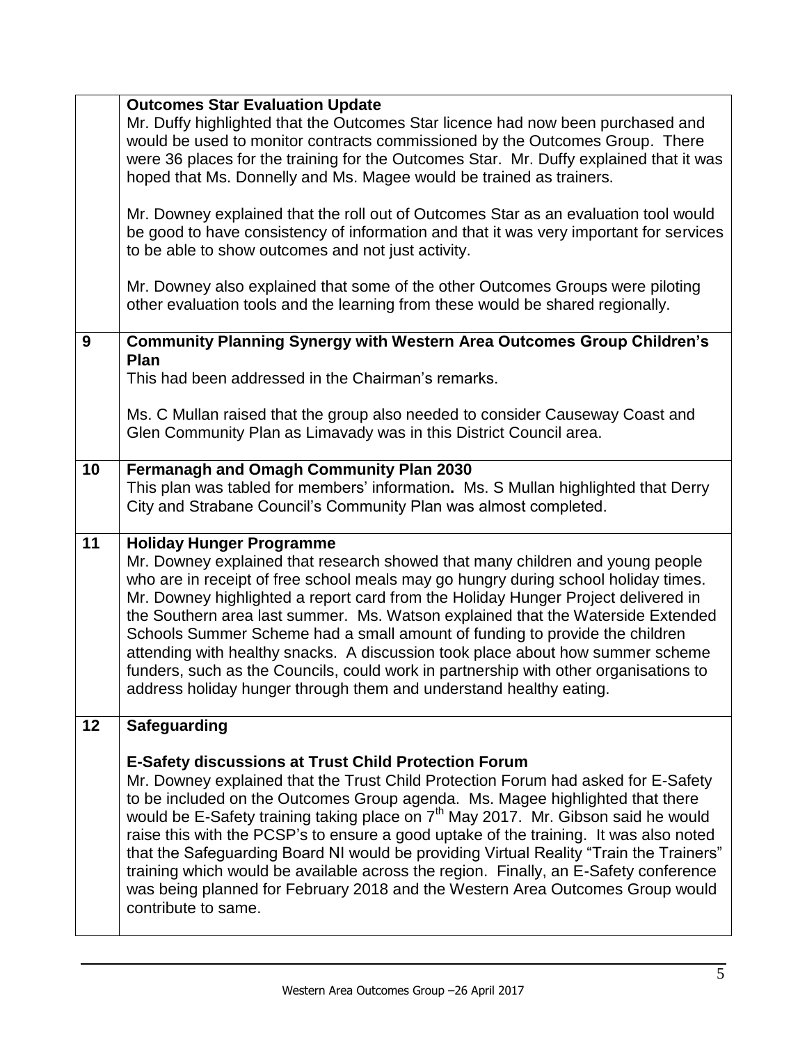| | |
|---|---|
| | **Outcomes Star Evaluation Update**<br>Mr. Duffy highlighted that the Outcomes Star licence had now been purchased and would be used to monitor contracts commissioned by the Outcomes Group. There were 36 places for the training for the Outcomes Star. Mr. Duffy explained that it was hoped that Ms. Donnelly and Ms. Magee would be trained as trainers.<br><br>Mr. Downey explained that the roll out of Outcomes Star as an evaluation tool would be good to have consistency of information and that it was very important for services to be able to show outcomes and not just activity.<br><br>Mr. Downey also explained that some of the other Outcomes Groups were piloting other evaluation tools and the learning from these would be shared regionally. |
| **9** | **Community Planning Synergy with Western Area Outcomes Group Children's Plan**<br>This had been addressed in the Chairman's remarks.<br><br>Ms. C Mullan raised that the group also needed to consider Causeway Coast and Glen Community Plan as Limavady was in this District Council area. |
| **10** | **Fermanagh and Omagh Community Plan 2030**<br>This plan was tabled for members' information**.** Ms. S Mullan highlighted that Derry City and Strabane Council's Community Plan was almost completed. |
| **11** | **Holiday Hunger Programme**<br>Mr. Downey explained that research showed that many children and young people who are in receipt of free school meals may go hungry during school holiday times. Mr. Downey highlighted a report card from the Holiday Hunger Project delivered in the Southern area last summer. Ms. Watson explained that the Waterside Extended Schools Summer Scheme had a small amount of funding to provide the children attending with healthy snacks. A discussion took place about how summer scheme funders, such as the Councils, could work in partnership with other organisations to address holiday hunger through them and understand healthy eating. |
| **12** | **Safeguarding**<br><br>**E-Safety discussions at Trust Child Protection Forum**<br>Mr. Downey explained that the Trust Child Protection Forum had asked for E-Safety to be included on the Outcomes Group agenda. Ms. Magee highlighted that there would be E-Safety training taking place on 7th May 2017. Mr. Gibson said he would raise this with the PCSP's to ensure a good uptake of the training. It was also noted that the Safeguarding Board NI would be providing Virtual Reality "Train the Trainers" training which would be available across the region. Finally, an E-Safety conference was being planned for February 2018 and the Western Area Outcomes Group would contribute to same. |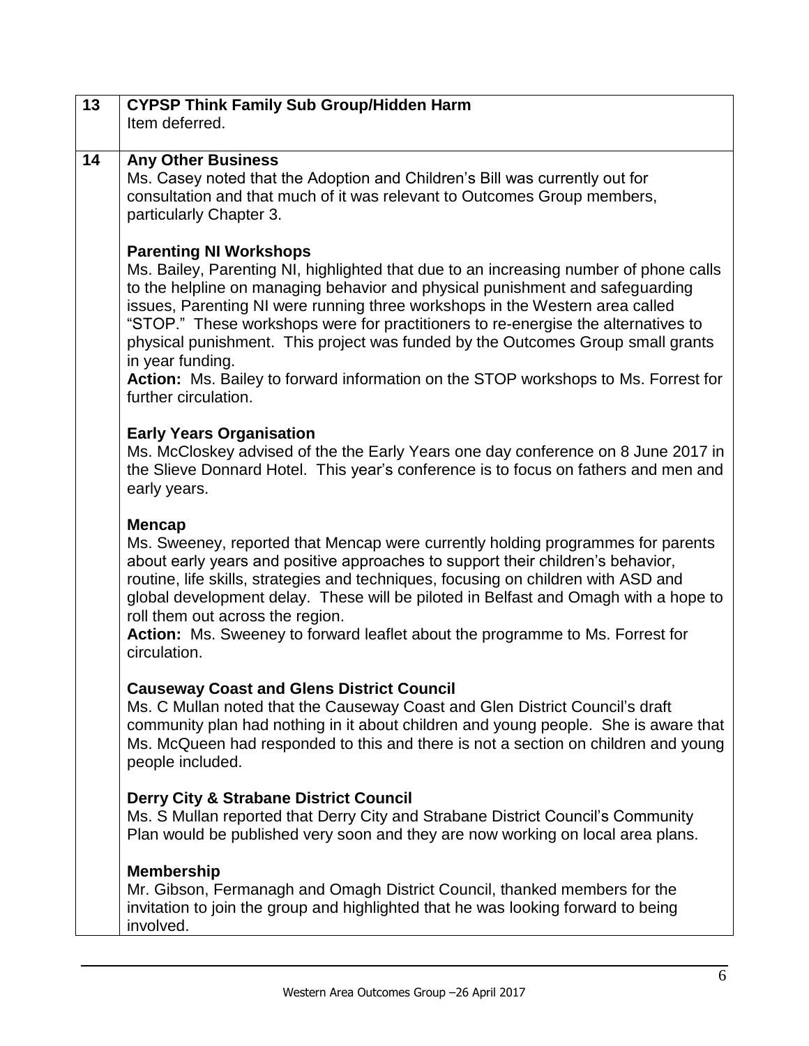| | |
|---|---|
| 13 | **CYPSP Think Family Sub Group/Hidden Harm**<br>Item deferred. |
| 14 | **Any Other Business**<br>Ms. Casey noted that the Adoption and Children's Bill was currently out for consultation and that much of it was relevant to Outcomes Group members, particularly Chapter 3.<br><br>**Parenting NI Workshops**<br>Ms. Bailey, Parenting NI, highlighted that due to an increasing number of phone calls to the helpline on managing behavior and physical punishment and safeguarding issues, Parenting NI were running three workshops in the Western area called "STOP." These workshops were for practitioners to re-energise the alternatives to physical punishment. This project was funded by the Outcomes Group small grants in year funding.<br>**Action:** Ms. Bailey to forward information on the STOP workshops to Ms. Forrest for further circulation.<br><br>**Early Years Organisation**<br>Ms. McCloskey advised of the the Early Years one day conference on 8 June 2017 in the Slieve Donnard Hotel. This year's conference is to focus on fathers and men and early years.<br><br>**Mencap**<br>Ms. Sweeney, reported that Mencap were currently holding programmes for parents about early years and positive approaches to support their children's behavior, routine, life skills, strategies and techniques, focusing on children with ASD and global development delay. These will be piloted in Belfast and Omagh with a hope to roll them out across the region.<br>**Action:** Ms. Sweeney to forward leaflet about the programme to Ms. Forrest for circulation.<br><br>**Causeway Coast and Glens District Council**<br>Ms. C Mullan noted that the Causeway Coast and Glen District Council's draft community plan had nothing in it about children and young people. She is aware that Ms. McQueen had responded to this and there is not a section on children and young people included.<br><br>**Derry City & Strabane District Council**<br>Ms. S Mullan reported that Derry City and Strabane District Council's Community Plan would be published very soon and they are now working on local area plans.<br><br>**Membership**<br>Mr. Gibson, Fermanagh and Omagh District Council, thanked members for the invitation to join the group and highlighted that he was looking forward to being involved. |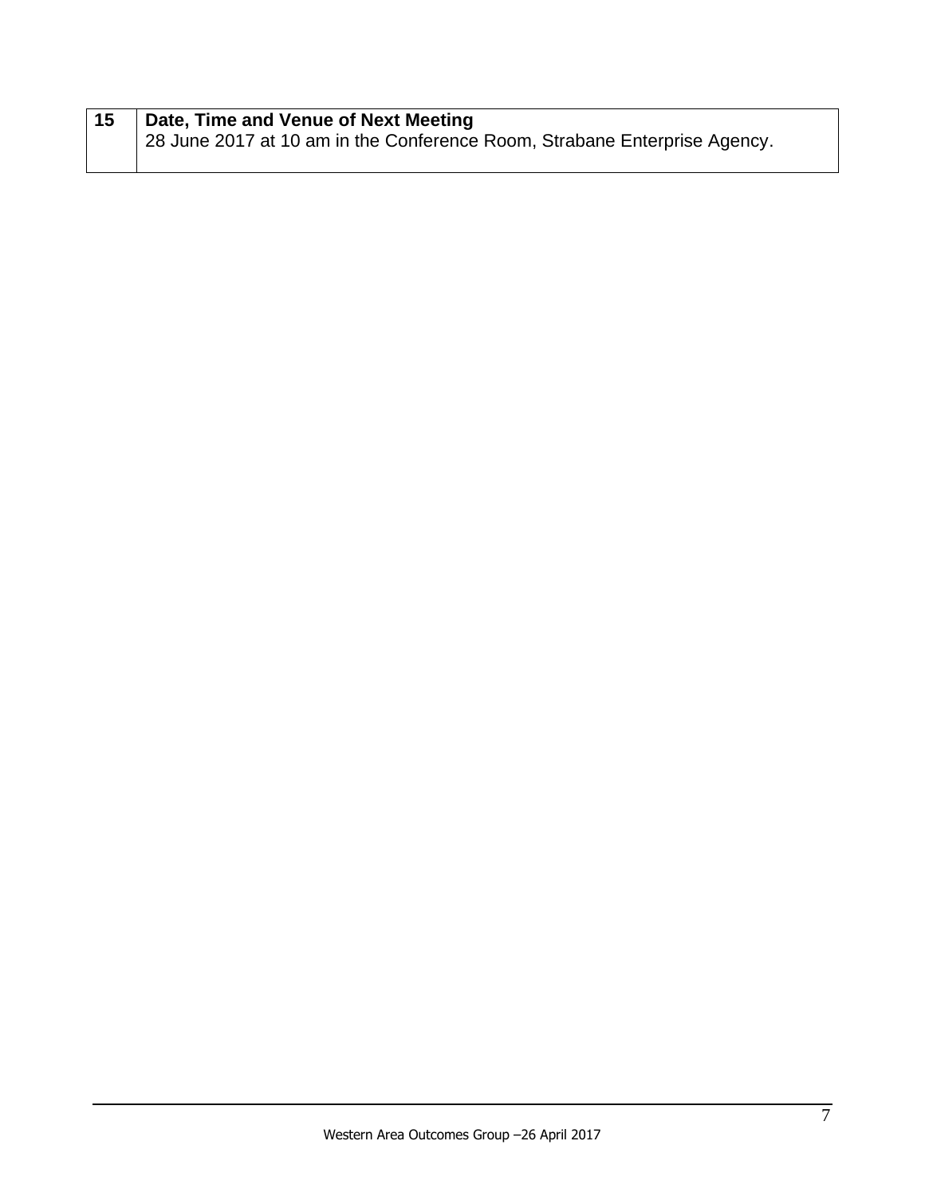| | |
|---|---|
| **15** | **Date, Time and Venue of Next Meeting**<br>28 June 2017 at 10 am in the Conference Room, Strabane Enterprise Agency. |